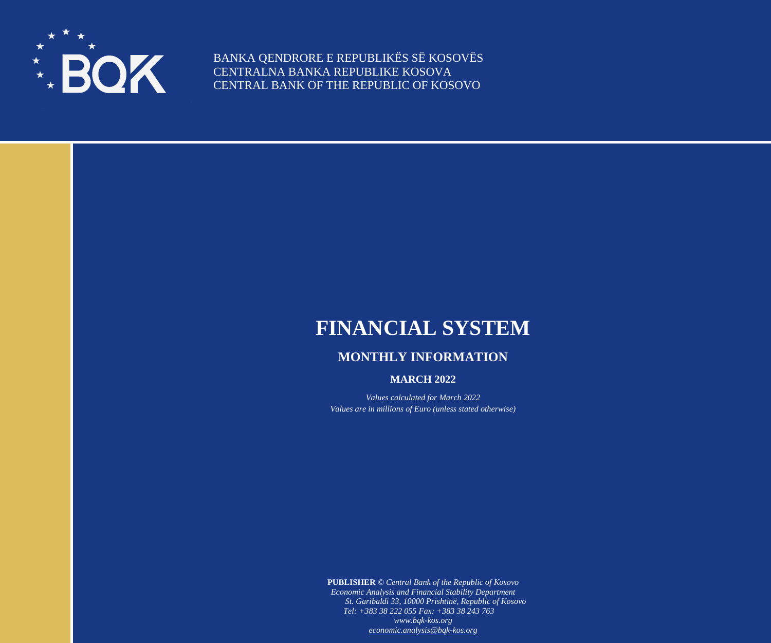BANKA QENDRORE E REPUBLIKËS SË KOSOVËS
CENTRALNA BANKA REPUBLIKE KOSOVA
CENTRAL BANK OF THE REPUBLIC OF KOSOVO

# FINANCIAL SYSTEM

## MONTHLY INFORMATION

### MARCH 2022

*Values calculated for March 2022*
*Values are in millions of Euro (unless stated otherwise)*

**PUBLISHER** *© Central Bank of the Republic of Kosovo*
*Economic Analysis and Financial Stability Department*
*St. Garibaldi 33, 10000 Prishtinë, Republic of Kosovo*
*Tel: +383 38 222 055 Fax: +383 38 243 763*
*www.bqk-kos.org*
*economic.analysis@bqk-kos.org*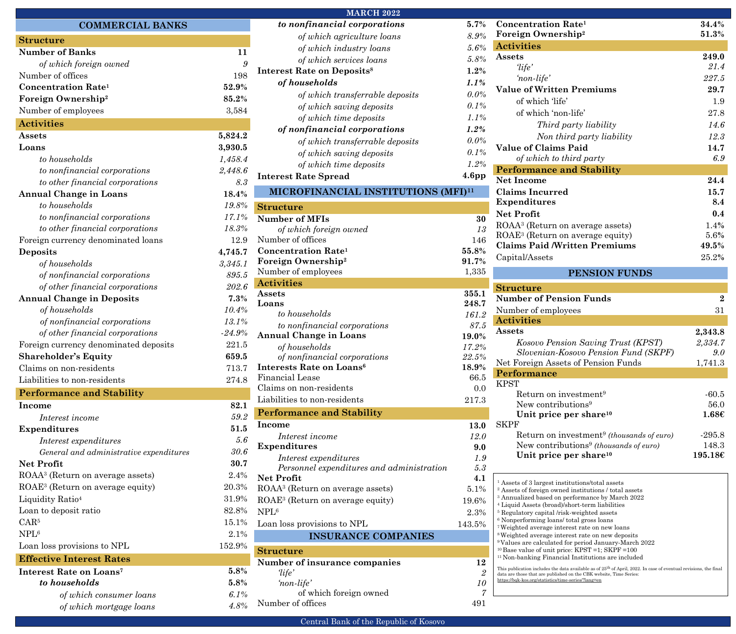# MARCH 2022

## COMMERCIAL BANKS

| Structure | |
|---|---|
| **Number of Banks** | **11** |
| *of which foreign owned* | *9* |
| Number of offices | 198 |
| **Concentration Rate[1]** | **52.9%** |
| **Foreign Ownership[2]** | **85.2%** |
| Number of employees | 3,584 |
| **Activities** | |
| **Assets** | **5,824.2** |
| **Loans** | **3,930.5** |
| *to households* | *1,458.4* |
| *to nonfinancial corporations* | *2,448.6* |
| *to other financial corporations* | *8.3* |
| **Annual Change in Loans** | **18.4%** |
| *to households* | *19.8%* |
| *to nonfinancial corporations* | *17.1%* |
| *to other financial corporations* | *18.3%* |
| Foreign currency denominated loans | 12.9 |
| **Deposits** | **4,745.7** |
| *of households* | *3,345.1* |
| *of nonfinancial corporations* | *895.5* |
| *of other financial corporations* | *202.6* |
| **Annual Change in Deposits** | **7.3%** |
| *of households* | *10.4%* |
| *of nonfinancial corporations* | *13.1%* |
| *of other financial corporations* | *-24.9%* |
| Foreign currency denominated deposits | 221.5 |
| **Shareholder's Equity** | **659.5** |
| Claims on non-residents | 713.7 |
| Liabilities to non-residents | 274.8 |
| **Performance and Stability** | |
| **Income** | **82.1** |
| *Interest income* | *59.2* |
| **Expenditures** | **51.5** |
| *Interest expenditures* | *5.6* |
| *General and administrative expenditures* | *30.6* |
| **Net Profit** | **30.7** |
| ROAA[3] (Return on average assets) | 2.4% |
| ROAE[3] (Return on average equity) | 20.3% |
| Liquidity Ratio[4] | 31.9% |
| Loan to deposit ratio | 82.8% |
| CAR[5] | 15.1% |
| NPL[6] | 2.1% |
| Loan loss provisions to NPL | 152.9% |
| **Effective Interest Rates** | |
| **Interest Rate on Loans[7]** | **5.8%** |
| ***to households*** | ***5.8%*** |
| *of which consumer loans* | *6.1%* |
| *of which mortgage loans* | *4.8%* |
| ***to nonfinancial corporations*** | ***5.7%*** |
| *of which agriculture loans* | *8.9%* |
| *of which industry loans* | *5.6%* |
| *of which services loans* | *5.8%* |
| **Interest Rate on Deposits[8]** | **1.2%** |
| ***of households*** | ***1.1%*** |
| *of which transferrable deposits* | *0.0%* |
| *of which saving deposits* | *0.1%* |
| *of which time deposits* | *1.1%* |
| ***of nonfinancial corporations*** | ***1.2%*** |
| *of which transferrable deposits* | *0.0%* |
| *of which saving deposits* | *0.1%* |
| *of which time deposits* | *1.2%* |
| **Interest Rate Spread** | **4.6pp** |

## MICROFINANCIAL INSTITUTIONS (MFI)[11]

| Structure | |
|---|---|
| **Number of MFIs** | **30** |
| *of which foreign owned* | *13* |
| Number of offices | 146 |
| **Concentration Rate[1]** | **55.8%** |
| **Foreign Ownership[2]** | **91.7%** |
| Number of employees | 1,335 |
| **Activities** | |
| **Assets** | **355.1** |
| **Loans** | **248.7** |
| *to households* | *161.2* |
| *to nonfinancial corporations* | *87.5* |
| **Annual Change in Loans** | **19.0%** |
| *of households* | *17.2%* |
| *of nonfinancial corporations* | *22.5%* |
| **Interests Rate on Loans[6]** | **18.9%** |
| Financial Lease | 66.5 |
| Claims on non-residents | 0.0 |
| Liabilities to non-residents | 217.3 |
| **Performance and Stability** | |
| **Income** | **13.0** |
| *Interest income* | *12.0* |
| **Expenditures** | **9.0** |
| *Interest expenditures* | *1.9* |
| *Personnel expenditures and administration* | *5.3* |
| **Net Profit** | **4.1** |
| ROAA[3] (Return on average assets) | 5.1% |
| ROAE[3] (Return on average equity) | 19.6% |
| NPL[6] | 2.3% |
| Loan loss provisions to NPL | 143.5% |

## INSURANCE COMPANIES

| Structure | |
|---|---|
| **Number of insurance companies** | **12** |
| *'life'* | *2* |
| *'non-life'* | *10* |
| of which foreign owned | 7 |
| Number of offices | 491 |
| **Concentration Rate[1]** | **34.4%** |
| **Foreign Ownership[2]** | **51.3%** |
| **Activities** | |
| **Assets** | **249.0** |
| *'life'* | *21.4* |
| *'non-life'* | *227.5* |
| **Value of Written Premiums** | **29.7** |
| of which 'life' | 1.9 |
| of which 'non-life' | 27.8 |
| *Third party liability* | *14.6* |
| *Non third party liability* | *12.3* |
| **Value of Claims Paid** | **14.7** |
| *of which to third party* | *6.9* |
| **Performance and Stability** | |
| **Net Income** | **24.4** |
| **Claims Incurred** | **15.7** |
| **Expenditures** | **8.4** |
| **Net Profit** | **0.4** |
| ROAA[3] (Return on average assets) | 1.4% |
| ROAE[3] (Return on average equity) | 5.6% |
| **Claims Paid /Written Premiums** | **49.5%** |
| Capital/Assets | 25.2% |

## PENSION FUNDS

| Structure | |
|---|---|
| **Number of Pension Funds** | **2** |
| Number of employees | 31 |
| **Activities** | |
| **Assets** | **2,343.8** |
| *Kosovo Pension Saving Trust (KPST)* | *2,334.7* |
| *Slovenian-Kosovo Pension Fund (SKPF)* | *9.0* |
| Net Foreign Assets of Pension Funds | 1,741.3 |
| **Performance** | |
| KPST | |
| Return on investment[9] | -60.5 |
| New contributions[9] | 56.0 |
| **Unit price per share[10]** | **1.68€** |
| SKPF | |
| Return on investment[9] *(thousands of euro)* | -295.8 |
| New contributions[9] *(thousands of euro)* | 148.3 |
| **Unit price per share[10]** | **195.18€** |

[1] Assets of 3 largest institutions/total assets
[2] Assets of foreign owned institutions / total assets
[3] Annualized based on performance by March 2022
[4] Liquid Assets (broad)/short-term liabilities
[5] Regulatory capital /risk-weighted assets
[6] Nonperforming loans/ total gross loans
[7] Weighted average interest rate on new loans
[8] Weighted average interest rate on new deposits
[9] Values are calculated for period January-March 2022
[10] Base value of unit price: KPST =1; SKPF =100
[11] Non-banking Financial Institutions are included

This publication includes the data available as of 25th of April, 2022. In case of eventual revisions, the final data are those that are published on the CBK website, Time Series: https://bqk-kos.org/statistics/time-series/?lang=en

Central Bank of the Republic of Kosovo